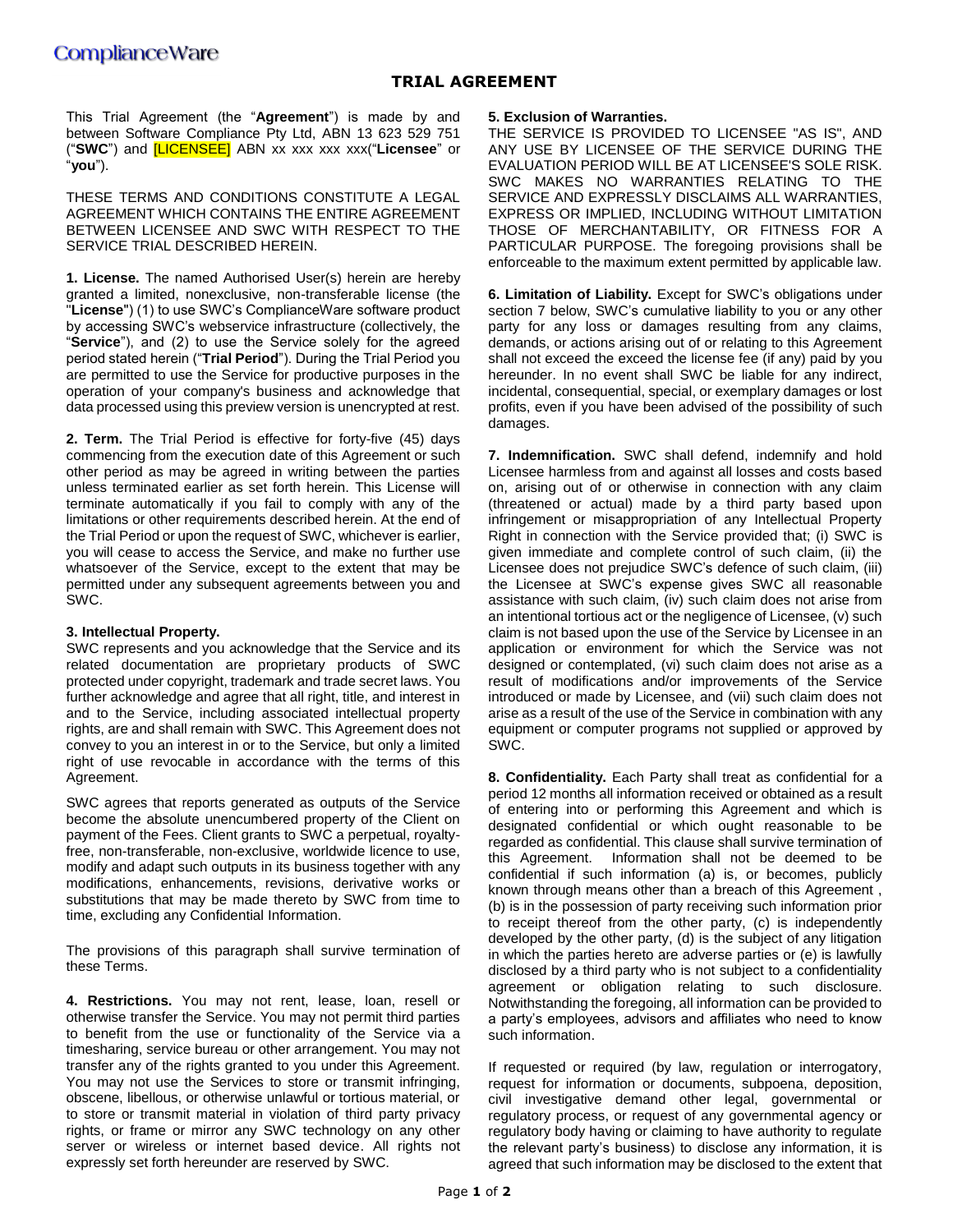ComplianceWare

# TRIAL AGREEMENT

This Trial Agreement (the "**Agreement**") is made by and between Software Compliance Pty Ltd, ABN 13 623 529 751 ("**SWC**") and [LICENSEE] ABN xx xxx xxx xxx("**Licensee**" or "**you**").

THESE TERMS AND CONDITIONS CONSTITUTE A LEGAL AGREEMENT WHICH CONTAINS THE ENTIRE AGREEMENT BETWEEN LICENSEE AND SWC WITH RESPECT TO THE SERVICE TRIAL DESCRIBED HEREIN.

**1. License.** The named Authorised User(s) herein are hereby granted a limited, nonexclusive, non-transferable license (the "**License**") (1) to use SWC's ComplianceWare software product by accessing SWC's webservice infrastructure (collectively, the "**Service**"), and (2) to use the Service solely for the agreed period stated herein ("**Trial Period**"). During the Trial Period you are permitted to use the Service for productive purposes in the operation of your company's business and acknowledge that data processed using this preview version is unencrypted at rest.

**2. Term.** The Trial Period is effective for forty-five (45) days commencing from the execution date of this Agreement or such other period as may be agreed in writing between the parties unless terminated earlier as set forth herein. This License will terminate automatically if you fail to comply with any of the limitations or other requirements described herein. At the end of the Trial Period or upon the request of SWC, whichever is earlier, you will cease to access the Service, and make no further use whatsoever of the Service, except to the extent that may be permitted under any subsequent agreements between you and SWC.

**3. Intellectual Property.**

SWC represents and you acknowledge that the Service and its related documentation are proprietary products of SWC protected under copyright, trademark and trade secret laws. You further acknowledge and agree that all right, title, and interest in and to the Service, including associated intellectual property rights, are and shall remain with SWC. This Agreement does not convey to you an interest in or to the Service, but only a limited right of use revocable in accordance with the terms of this Agreement.

SWC agrees that reports generated as outputs of the Service become the absolute unencumbered property of the Client on payment of the Fees. Client grants to SWC a perpetual, royalty-free, non-transferable, non-exclusive, worldwide licence to use, modify and adapt such outputs in its business together with any modifications, enhancements, revisions, derivative works or substitutions that may be made thereto by SWC from time to time, excluding any Confidential Information.

The provisions of this paragraph shall survive termination of these Terms.

**4. Restrictions.** You may not rent, lease, loan, resell or otherwise transfer the Service. You may not permit third parties to benefit from the use or functionality of the Service via a timesharing, service bureau or other arrangement. You may not transfer any of the rights granted to you under this Agreement. You may not use the Services to store or transmit infringing, obscene, libellous, or otherwise unlawful or tortious material, or to store or transmit material in violation of third party privacy rights, or frame or mirror any SWC technology on any other server or wireless or internet based device. All rights not expressly set forth hereunder are reserved by SWC.

**5. Exclusion of Warranties.**

THE SERVICE IS PROVIDED TO LICENSEE "AS IS", AND ANY USE BY LICENSEE OF THE SERVICE DURING THE EVALUATION PERIOD WILL BE AT LICENSEE'S SOLE RISK. SWC MAKES NO WARRANTIES RELATING TO THE SERVICE AND EXPRESSLY DISCLAIMS ALL WARRANTIES, EXPRESS OR IMPLIED, INCLUDING WITHOUT LIMITATION THOSE OF MERCHANTABILITY, OR FITNESS FOR A PARTICULAR PURPOSE. The foregoing provisions shall be enforceable to the maximum extent permitted by applicable law.

**6. Limitation of Liability.** Except for SWC's obligations under section 7 below, SWC's cumulative liability to you or any other party for any loss or damages resulting from any claims, demands, or actions arising out of or relating to this Agreement shall not exceed the exceed the license fee (if any) paid by you hereunder. In no event shall SWC be liable for any indirect, incidental, consequential, special, or exemplary damages or lost profits, even if you have been advised of the possibility of such damages.

**7. Indemnification.** SWC shall defend, indemnify and hold Licensee harmless from and against all losses and costs based on, arising out of or otherwise in connection with any claim (threatened or actual) made by a third party based upon infringement or misappropriation of any Intellectual Property Right in connection with the Service provided that; (i) SWC is given immediate and complete control of such claim, (ii) the Licensee does not prejudice SWC's defence of such claim, (iii) the Licensee at SWC's expense gives SWC all reasonable assistance with such claim, (iv) such claim does not arise from an intentional tortious act or the negligence of Licensee, (v) such claim is not based upon the use of the Service by Licensee in an application or environment for which the Service was not designed or contemplated, (vi) such claim does not arise as a result of modifications and/or improvements of the Service introduced or made by Licensee, and (vii) such claim does not arise as a result of the use of the Service in combination with any equipment or computer programs not supplied or approved by SWC.

**8. Confidentiality.** Each Party shall treat as confidential for a period 12 months all information received or obtained as a result of entering into or performing this Agreement and which is designated confidential or which ought reasonable to be regarded as confidential. This clause shall survive termination of this Agreement. Information shall not be deemed to be confidential if such information (a) is, or becomes, publicly known through means other than a breach of this Agreement , (b) is in the possession of party receiving such information prior to receipt thereof from the other party, (c) is independently developed by the other party, (d) is the subject of any litigation in which the parties hereto are adverse parties or (e) is lawfully disclosed by a third party who is not subject to a confidentiality agreement or obligation relating to such disclosure. Notwithstanding the foregoing, all information can be provided to a party's employees, advisors and affiliates who need to know such information.

If requested or required (by law, regulation or interrogatory, request for information or documents, subpoena, deposition, civil investigative demand other legal, governmental or regulatory process, or request of any governmental agency or regulatory body having or claiming to have authority to regulate the relevant party's business) to disclose any information, it is agreed that such information may be disclosed to the extent that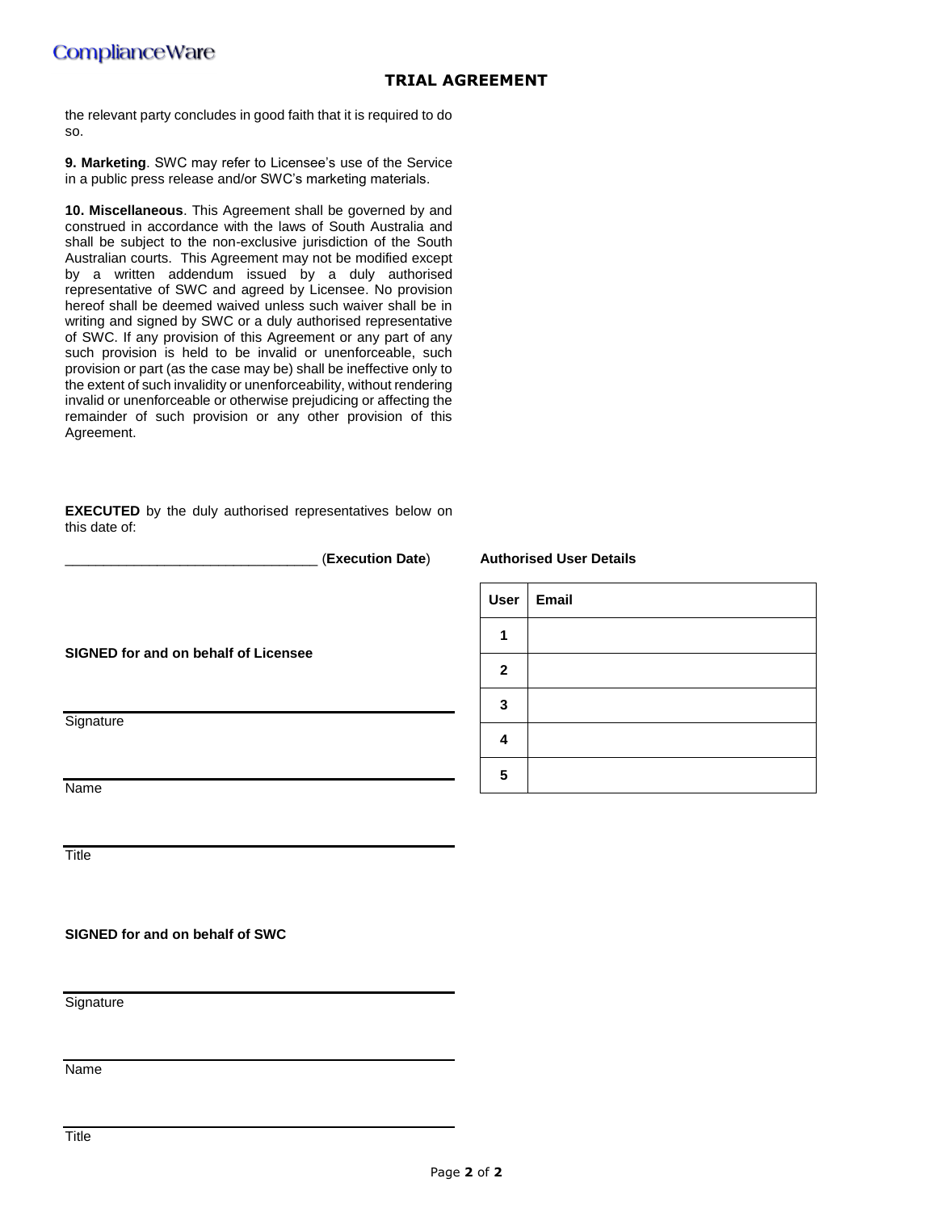the relevant party concludes in good faith that it is required to do so.

**9. Marketing**. SWC may refer to Licensee's use of the Service in a public press release and/or SWC's marketing materials.

**10. Miscellaneous**. This Agreement shall be governed by and construed in accordance with the laws of South Australia and shall be subject to the non-exclusive jurisdiction of the South Australian courts. This Agreement may not be modified except by a written addendum issued by a duly authorised representative of SWC and agreed by Licensee. No provision hereof shall be deemed waived unless such waiver shall be in writing and signed by SWC or a duly authorised representative of SWC. If any provision of this Agreement or any part of any such provision is held to be invalid or unenforceable, such provision or part (as the case may be) shall be ineffective only to the extent of such invalidity or unenforceability, without rendering invalid or unenforceable or otherwise prejudicing or affecting the remainder of such provision or any other provision of this Agreement.

**EXECUTED** by the duly authorised representatives below on this date of:

________________________________ (**Execution Date**)

**SIGNED for and on behalf of Licensee**

______________________________
Signature

______________________________
Name

______________________________
Title

**SIGNED for and on behalf of SWC**

______________________________
Signature

______________________________
Name

______________________________
Title

**Authorised User Details**

| User | Email |
|---|---|
| 1 | |
| 2 | |
| 3 | |
| 4 | |
| 5 | |